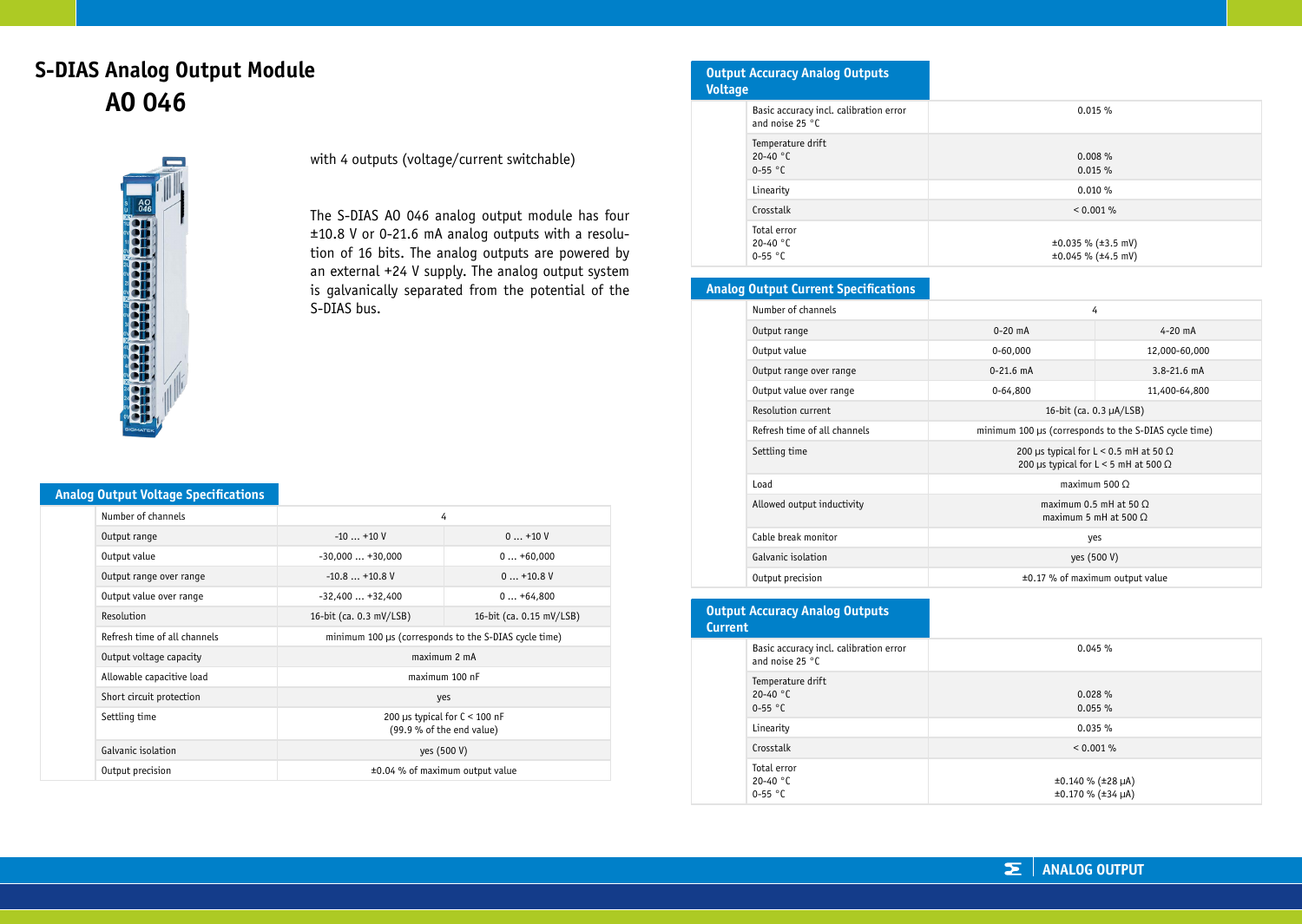# S-DIAS Analog Output Module
# AO 046

with 4 outputs (voltage/current switchable)

The S-DIAS AO 046 analog output module has four ±10.8 V or 0-21.6 mA analog outputs with a resolution of 16 bits. The analog outputs are powered by an external +24 V supply. The analog output system is galvanically separated from the potential of the S-DIAS bus.

## Analog Output Voltage Specifications

| | | |
|---|---|---|
| Number of channels | 4 | |
| Output range | -10 ... +10 V | 0 ... +10 V |
| Output value | -30,000 ... +30,000 | 0 ... +60,000 |
| Output range over range | -10.8 ... +10.8 V | 0 ... +10.8 V |
| Output value over range | -32,400 ... +32,400 | 0 ... +64,800 |
| Resolution | 16-bit (ca. 0.3 mV/LSB) | 16-bit (ca. 0.15 mV/LSB) |
| Refresh time of all channels | minimum 100 µs (corresponds to the S-DIAS cycle time) | |
| Output voltage capacity | maximum 2 mA | |
| Allowable capacitive load | maximum 100 nF | |
| Short circuit protection | yes | |
| Settling time | 200 µs typical for C < 100 nF<br>(99.9 % of the end value) | |
| Galvanic isolation | yes (500 V) | |
| Output precision | ±0.04 % of maximum output value | |

## Output Accuracy Analog Outputs Voltage

| | |
|---|---|
| Basic accuracy incl. calibration error and noise 25 °C | 0.015 % |
| Temperature drift<br>20-40 °C<br>0-55 °C | <br>0.008 %<br>0.015 % |
| Linearity | 0.010 % |
| Crosstalk | < 0.001 % |
| Total error<br>20-40 °C<br>0-55 °C | <br>±0.035 % (±3.5 mV)<br>±0.045 % (±4.5 mV) |

## Analog Output Current Specifications

| | | |
|---|---|---|
| Number of channels | 4 | |
| Output range | 0-20 mA | 4-20 mA |
| Output value | 0-60,000 | 12,000-60,000 |
| Output range over range | 0-21.6 mA | 3.8-21.6 mA |
| Output value over range | 0-64,800 | 11,400-64,800 |
| Resolution current | 16-bit (ca. 0.3 µA/LSB) | |
| Refresh time of all channels | minimum 100 µs (corresponds to the S-DIAS cycle time) | |
| Settling time | 200 µs typical for L < 0.5 mH at 50 Ω<br>200 µs typical for L < 5 mH at 500 Ω | |
| Load | maximum 500 Ω | |
| Allowed output inductivity | maximum 0.5 mH at 50 Ω<br>maximum 5 mH at 500 Ω | |
| Cable break monitor | yes | |
| Galvanic isolation | yes (500 V) | |
| Output precision | ±0.17 % of maximum output value | |

## Output Accuracy Analog Outputs Current

| | |
|---|---|
| Basic accuracy incl. calibration error and noise 25 °C | 0.045 % |
| Temperature drift<br>20-40 °C<br>0-55 °C | <br>0.028 %<br>0.055 % |
| Linearity | 0.035 % |
| Crosstalk | < 0.001 % |
| Total error<br>20-40 °C<br>0-55 °C | <br>±0.140 % (±28 µA)<br>±0.170 % (±34 µA) |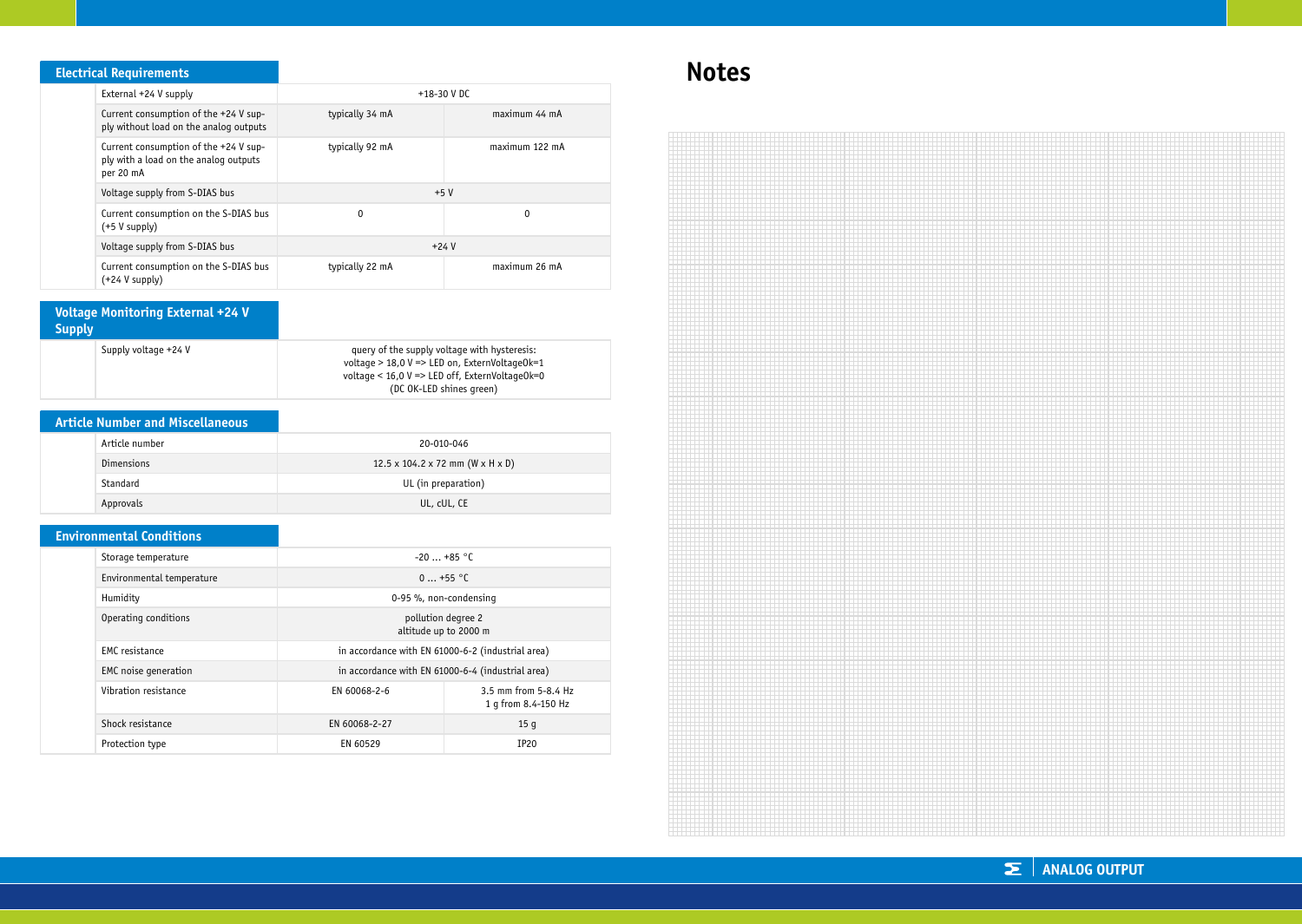## Electrical Requirements

| | | |
|---|---|---|
| External +24 V supply | +18-30 V DC | |
| Current consumption of the +24 V supply without load on the analog outputs | typically 34 mA | maximum 44 mA |
| Current consumption of the +24 V supply with a load on the analog outputs per 20 mA | typically 92 mA | maximum 122 mA |
| Voltage supply from S-DIAS bus | +5 V | |
| Current consumption on the S-DIAS bus (+5 V supply) | 0 | 0 |
| Voltage supply from S-DIAS bus | +24 V | |
| Current consumption on the S-DIAS bus (+24 V supply) | typically 22 mA | maximum 26 mA |

## Voltage Monitoring External +24 V Supply

| | |
|---|---|
| Supply voltage +24 V | query of the supply voltage with hysteresis:<br>voltage > 18,0 V => LED on, ExternVoltageOk=1<br>voltage < 16,0 V => LED off, ExternVoltageOk=0<br>(DC OK-LED shines green) |

## Article Number and Miscellaneous

| | |
|---|---|
| Article number | 20-010-046 |
| Dimensions | 12.5 x 104.2 x 72 mm (W x H x D) |
| Standard | UL (in preparation) |
| Approvals | UL, cUL, CE |

## Environmental Conditions

| | | |
|---|---|---|
| Storage temperature | -20 ... +85 °C | |
| Environmental temperature | 0 ... +55 °C | |
| Humidity | 0-95 %, non-condensing | |
| Operating conditions | pollution degree 2<br>altitude up to 2000 m | |
| EMC resistance | in accordance with EN 61000-6-2 (industrial area) | |
| EMC noise generation | in accordance with EN 61000-6-4 (industrial area) | |
| Vibration resistance | EN 60068-2-6 | 3.5 mm from 5-8.4 Hz<br>1 g from 8.4-150 Hz |
| Shock resistance | EN 60068-2-27 | 15 g |
| Protection type | EN 60529 | IP20 |

# Notes